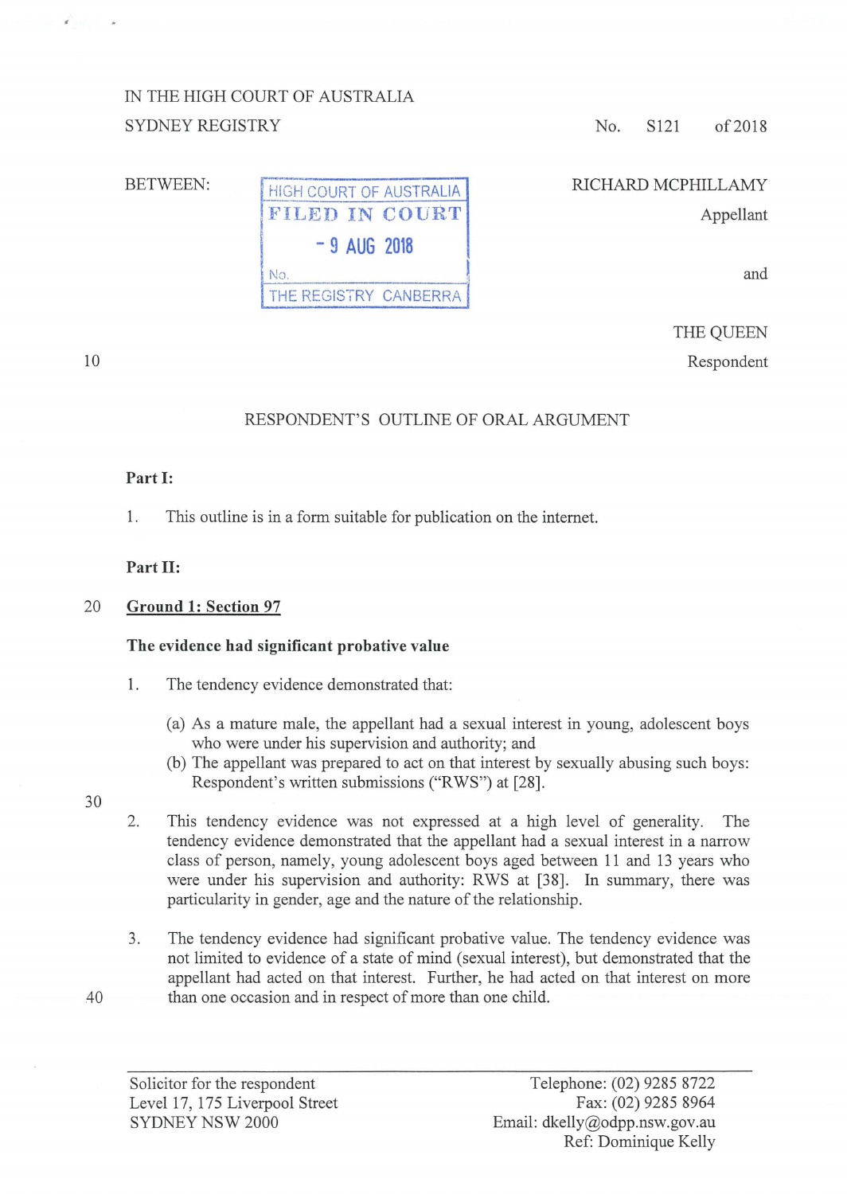IN THE HIGH COURT OF AUSTRALIA
SYDNEY REGISTRY

No. S121 of 2018

BETWEEN:

HIGH COURT OF AUSTRALIA
FILED IN COURT
- 9 AUG 2018
No.
THE REGISTRY CANBERRA

RICHARD MCPHILLAMY
Appellant

and

THE QUEEN
Respondent

RESPONDENT'S OUTLINE OF ORAL ARGUMENT

**Part I:**

1. This outline is in a form suitable for publication on the internet.

**Part II:**

**Ground 1: Section 97**

**The evidence had significant probative value**

1. The tendency evidence demonstrated that:

   (a) As a mature male, the appellant had a sexual interest in young, adolescent boys who were under his supervision and authority; and
   
   (b) The appellant was prepared to act on that interest by sexually abusing such boys: Respondent's written submissions ("RWS") at [28].

2. This tendency evidence was not expressed at a high level of generality. The tendency evidence demonstrated that the appellant had a sexual interest in a narrow class of person, namely, young adolescent boys aged between 11 and 13 years who were under his supervision and authority: RWS at [38]. In summary, there was particularity in gender, age and the nature of the relationship.

3. The tendency evidence had significant probative value. The tendency evidence was not limited to evidence of a state of mind (sexual interest), but demonstrated that the appellant had acted on that interest. Further, he had acted on that interest on more than one occasion and in respect of more than one child.

Solicitor for the respondent
Level 17, 175 Liverpool Street
SYDNEY NSW 2000

Telephone: (02) 9285 8722
Fax: (02) 9285 8964
Email: dkelly@odpp.nsw.gov.au
Ref: Dominique Kelly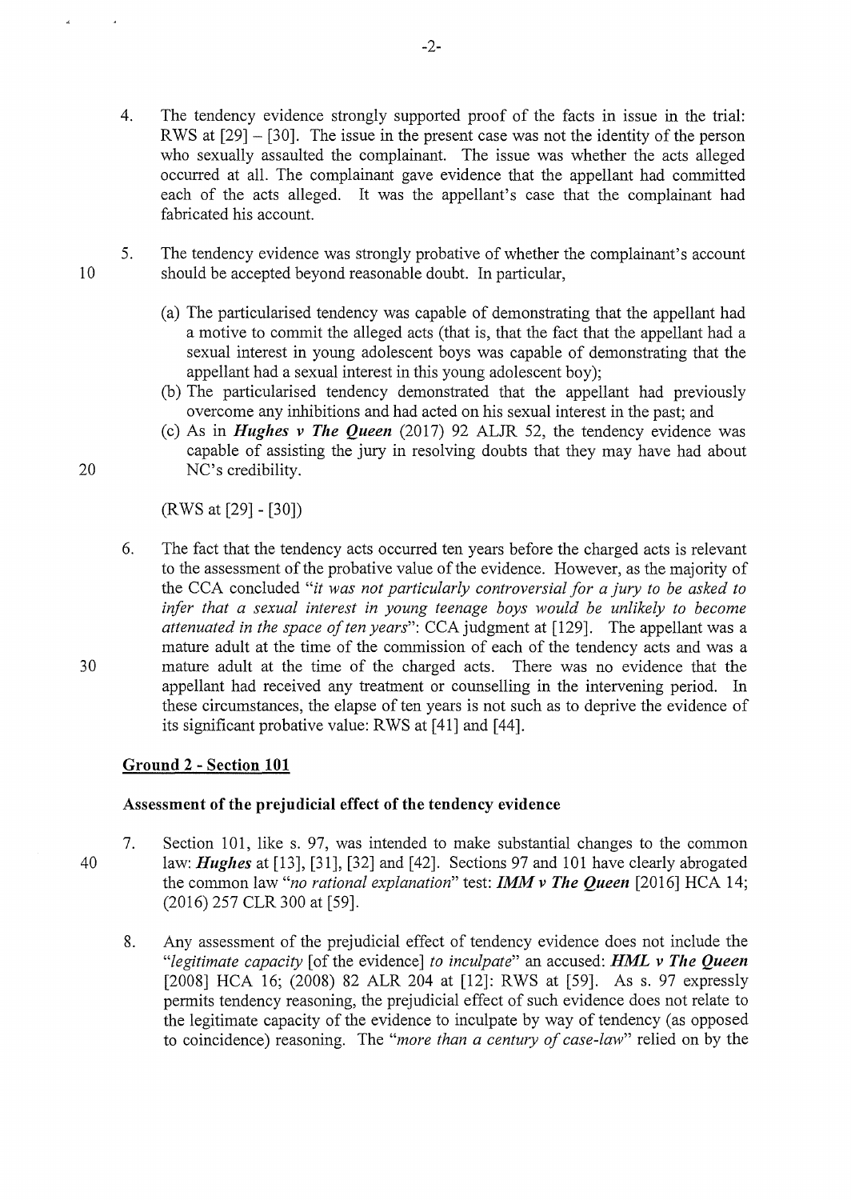4. The tendency evidence strongly supported proof of the facts in issue in the trial: RWS at [29] – [30]. The issue in the present case was not the identity of the person who sexually assaulted the complainant. The issue was whether the acts alleged occurred at all. The complainant gave evidence that the appellant had committed each of the acts alleged. It was the appellant's case that the complainant had fabricated his account.

5. The tendency evidence was strongly probative of whether the complainant's account should be accepted beyond reasonable doubt. In particular,

   (a) The particularised tendency was capable of demonstrating that the appellant had a motive to commit the alleged acts (that is, that the fact that the appellant had a sexual interest in young adolescent boys was capable of demonstrating that the appellant had a sexual interest in this young adolescent boy);

   (b) The particularised tendency demonstrated that the appellant had previously overcome any inhibitions and had acted on his sexual interest in the past; and

   (c) As in ***Hughes v The Queen*** (2017) 92 ALJR 52, the tendency evidence was capable of assisting the jury in resolving doubts that they may have had about NC's credibility.

   (RWS at [29] - [30])

6. The fact that the tendency acts occurred ten years before the charged acts is relevant to the assessment of the probative value of the evidence. However, as the majority of the CCA concluded *"it was not particularly controversial for a jury to be asked to infer that a sexual interest in young teenage boys would be unlikely to become attenuated in the space of ten years"*: CCA judgment at [129]. The appellant was a mature adult at the time of the commission of each of the tendency acts and was a mature adult at the time of the charged acts. There was no evidence that the appellant had received any treatment or counselling in the intervening period. In these circumstances, the elapse of ten years is not such as to deprive the evidence of its significant probative value: RWS at [41] and [44].

## Ground 2 - Section 101

### Assessment of the prejudicial effect of the tendency evidence

7. Section 101, like s. 97, was intended to make substantial changes to the common law: ***Hughes*** at [13], [31], [32] and [42]. Sections 97 and 101 have clearly abrogated the common law *"no rational explanation"* test: ***IMM v The Queen*** [2016] HCA 14; (2016) 257 CLR 300 at [59].

8. Any assessment of the prejudicial effect of tendency evidence does not include the *"legitimate capacity* [of the evidence] *to inculpate"* an accused: ***HML v The Queen*** [2008] HCA 16; (2008) 82 ALR 204 at [12]: RWS at [59]. As s. 97 expressly permits tendency reasoning, the prejudicial effect of such evidence does not relate to the legitimate capacity of the evidence to inculpate by way of tendency (as opposed to coincidence) reasoning. The *"more than a century of case-law"* relied on by the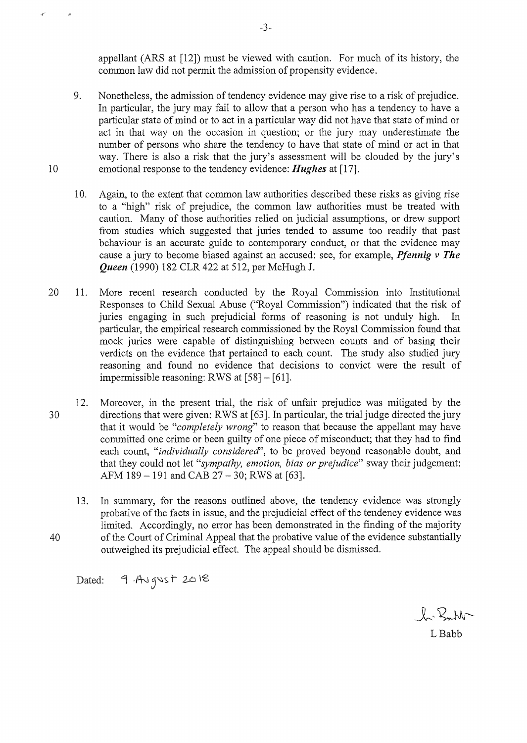appellant (ARS at [12]) must be viewed with caution. For much of its history, the common law did not permit the admission of propensity evidence.

9. Nonetheless, the admission of tendency evidence may give rise to a risk of prejudice. In particular, the jury may fail to allow that a person who has a tendency to have a particular state of mind or to act in a particular way did not have that state of mind or act in that way on the occasion in question; or the jury may underestimate the number of persons who share the tendency to have that state of mind or act in that way. There is also a risk that the jury's assessment will be clouded by the jury's emotional response to the tendency evidence: ***Hughes*** at [17].

10. Again, to the extent that common law authorities described these risks as giving rise to a "high" risk of prejudice, the common law authorities must be treated with caution. Many of those authorities relied on judicial assumptions, or drew support from studies which suggested that juries tended to assume too readily that past behaviour is an accurate guide to contemporary conduct, or that the evidence may cause a jury to become biased against an accused: see, for example, ***Pfennig v The Queen*** (1990) 182 CLR 422 at 512, per McHugh J.

11. More recent research conducted by the Royal Commission into Institutional Responses to Child Sexual Abuse ("Royal Commission") indicated that the risk of juries engaging in such prejudicial forms of reasoning is not unduly high. In particular, the empirical research commissioned by the Royal Commission found that mock juries were capable of distinguishing between counts and of basing their verdicts on the evidence that pertained to each count. The study also studied jury reasoning and found no evidence that decisions to convict were the result of impermissible reasoning: RWS at [58] – [61].

12. Moreover, in the present trial, the risk of unfair prejudice was mitigated by the directions that were given: RWS at [63]. In particular, the trial judge directed the jury that it would be "*completely wrong*" to reason that because the appellant may have committed one crime or been guilty of one piece of misconduct; that they had to find each count, "*individually considered*", to be proved beyond reasonable doubt, and that they could not let "*sympathy, emotion, bias or prejudice*" sway their judgement: AFM 189 – 191 and CAB 27 – 30; RWS at [63].

13. In summary, for the reasons outlined above, the tendency evidence was strongly probative of the facts in issue, and the prejudicial effect of the tendency evidence was limited. Accordingly, no error has been demonstrated in the finding of the majority of the Court of Criminal Appeal that the probative value of the evidence substantially outweighed its prejudicial effect. The appeal should be dismissed.

Dated: 9 August 2018

L Babb